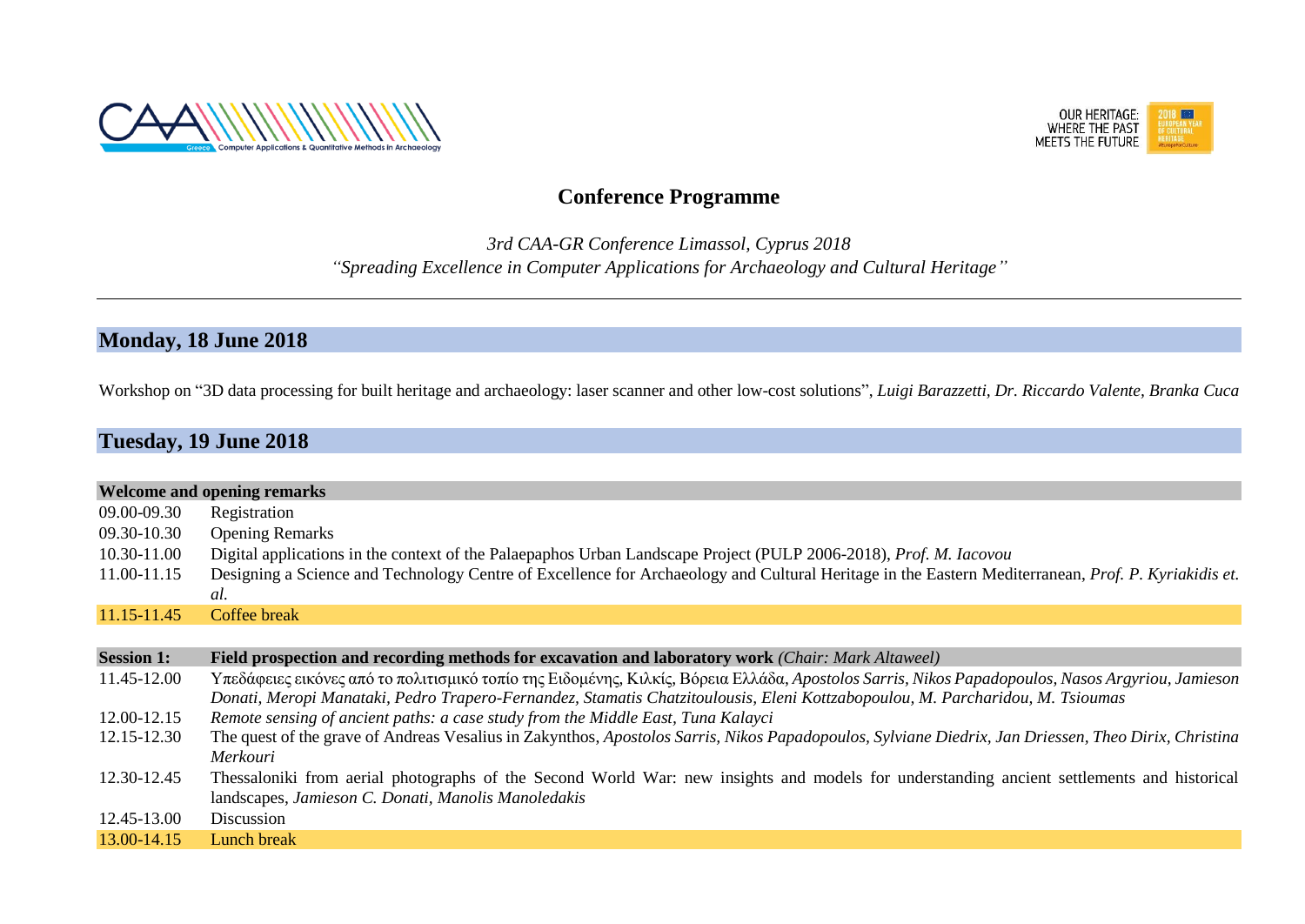## Conference Programme

*3rd CAA-GR Conference Limassol, Cyprus 2018*
*"Spreading Excellence in Computer Applications for Archaeology and Cultural Heritage"*

---

## Monday, 18 June 2018

Workshop on "3D data processing for built heritage and archaeology: laser scanner and other low-cost solutions", *Luigi Barazzetti, Dr. Riccardo Valente, Branka Cuca*

## Tuesday, 19 June 2018

**Welcome and opening remarks**

| | |
|---|---|
| 09.00-09.30 | Registration |
| 09.30-10.30 | Opening Remarks |
| 10.30-11.00 | Digital applications in the context of the Palaepaphos Urban Landscape Project (PULP 2006-2018), *Prof. M. Iacovou* |
| 11.00-11.15 | Designing a Science and Technology Centre of Excellence for Archaeology and Cultural Heritage in the Eastern Mediterranean, *Prof. P. Kyriakidis et. al.* |
| 11.15-11.45 | Coffee break |

**Session 1:** **Field prospection and recording methods for excavation and laboratory work** *(Chair: Mark Altaweel)*

| | |
|---|---|
| 11.45-12.00 | Υπεδάφειες εικόνες από το πολιτισμικό τοπίο της Ειδομένης, Κιλκίς, Βόρεια Ελλάδα, *Apostolos Sarris, Nikos Papadopoulos, Nasos Argyriou, Jamieson Donati, Meropi Manataki, Pedro Trapero-Fernandez, Stamatis Chatzitoulousis, Eleni Kottzabopoulou, M. Parcharidou, M. Tsioumas* |
| 12.00-12.15 | *Remote sensing of ancient paths: a case study from the Middle East, Tuna Kalayci* |
| 12.15-12.30 | The quest of the grave of Andreas Vesalius in Zakynthos, *Apostolos Sarris, Nikos Papadopoulos, Sylviane Diedrix, Jan Driessen, Theo Dirix, Christina Merkouri* |
| 12.30-12.45 | Thessaloniki from aerial photographs of the Second World War: new insights and models for understanding ancient settlements and historical landscapes, *Jamieson C. Donati, Manolis Manoledakis* |
| 12.45-13.00 | Discussion |
| 13.00-14.15 | Lunch break |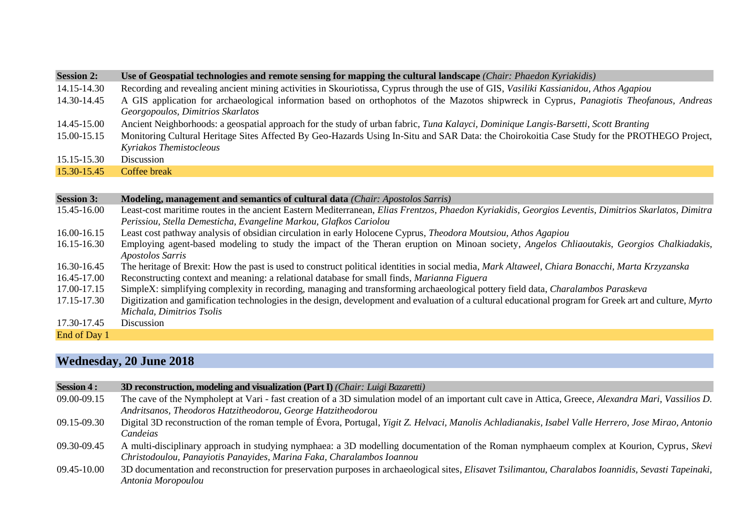| **Session 2:** | **Use of Geospatial technologies and remote sensing for mapping the cultural landscape** *(Chair: Phaedon Kyriakidis)* |
|---|---|
| 14.15-14.30 | Recording and revealing ancient mining activities in Skouriotissa, Cyprus through the use of GIS, *Vasiliki Kassianidou, Athos Agapiou* |
| 14.30-14.45 | A GIS application for archaeological information based on orthophotos of the Mazotos shipwreck in Cyprus, *Panagiotis Theofanous, Andreas Georgopoulos, Dimitrios Skarlatos* |
| 14.45-15.00 | Ancient Neighborhoods: a geospatial approach for the study of urban fabric, *Tuna Kalayci, Dominique Langis-Barsetti, Scott Branting* |
| 15.00-15.15 | Monitoring Cultural Heritage Sites Affected By Geo-Hazards Using In-Situ and SAR Data: the Choirokoitia Case Study for the PROTHEGO Project, *Kyriakos Themistocleous* |
| 15.15-15.30 | Discussion |
| 15.30-15.45 | Coffee break |

| **Session 3:** | **Modeling, management and semantics of cultural data** *(Chair: Apostolos Sarris)* |
|---|---|
| 15.45-16.00 | Least-cost maritime routes in the ancient Eastern Mediterranean, *Elias Frentzos, Phaedon Kyriakidis, Georgios Leventis, Dimitrios Skarlatos, Dimitra Perissiou, Stella Demesticha, Evangeline Markou, Glafkos Cariolou* |
| 16.00-16.15 | Least cost pathway analysis of obsidian circulation in early Holocene Cyprus, *Theodora Moutsiou, Athos Agapiou* |
| 16.15-16.30 | Employing agent-based modeling to study the impact of the Theran eruption on Minoan society, *Angelos Chliaoutakis, Georgios Chalkiadakis, Apostolos Sarris* |
| 16.30-16.45 | The heritage of Brexit: How the past is used to construct political identities in social media, *Mark Altaweel, Chiara Bonacchi, Marta Krzyzanska* |
| 16.45-17.00 | Reconstructing context and meaning: a relational database for small finds, *Marianna Figuera* |
| 17.00-17.15 | SimpleX: simplifying complexity in recording, managing and transforming archaeological pottery field data, *Charalambos Paraskeva* |
| 17.15-17.30 | Digitization and gamification technologies in the design, development and evaluation of a cultural educational program for Greek art and culture, *Myrto Michala, Dimitrios Tsolis* |
| 17.30-17.45 | Discussion |
| End of Day 1 | |

## Wednesday, 20 June 2018

| **Session 4 :** | **3D reconstruction, modeling and visualization (Part I)** *(Chair: Luigi Bazaretti)* |
|---|---|
| 09.00-09.15 | The cave of the Nympholept at Vari - fast creation of a 3D simulation model of an important cult cave in Attica, Greece, *Alexandra Mari, Vassilios D. Andritsanos, Theodoros Hatzitheodorou, George Hatzitheodorou* |
| 09.15-09.30 | Digital 3D reconstruction of the roman temple of Évora, Portugal, *Yigit Z. Helvaci, Manolis Achladianakis, Isabel Valle Herrero, Jose Mirao, Antonio Candeias* |
| 09.30-09.45 | A multi-disciplinary approach in studying nymphaea: a 3D modelling documentation of the Roman nymphaeum complex at Kourion, Cyprus, *Skevi Christodoulou, Panayiotis Panayides, Marina Faka, Charalambos Ioannou* |
| 09.45-10.00 | 3D documentation and reconstruction for preservation purposes in archaeological sites, *Elisavet Tsilimantou, Charalabos Ioannidis, Sevasti Tapeinaki, Antonia Moropoulou* |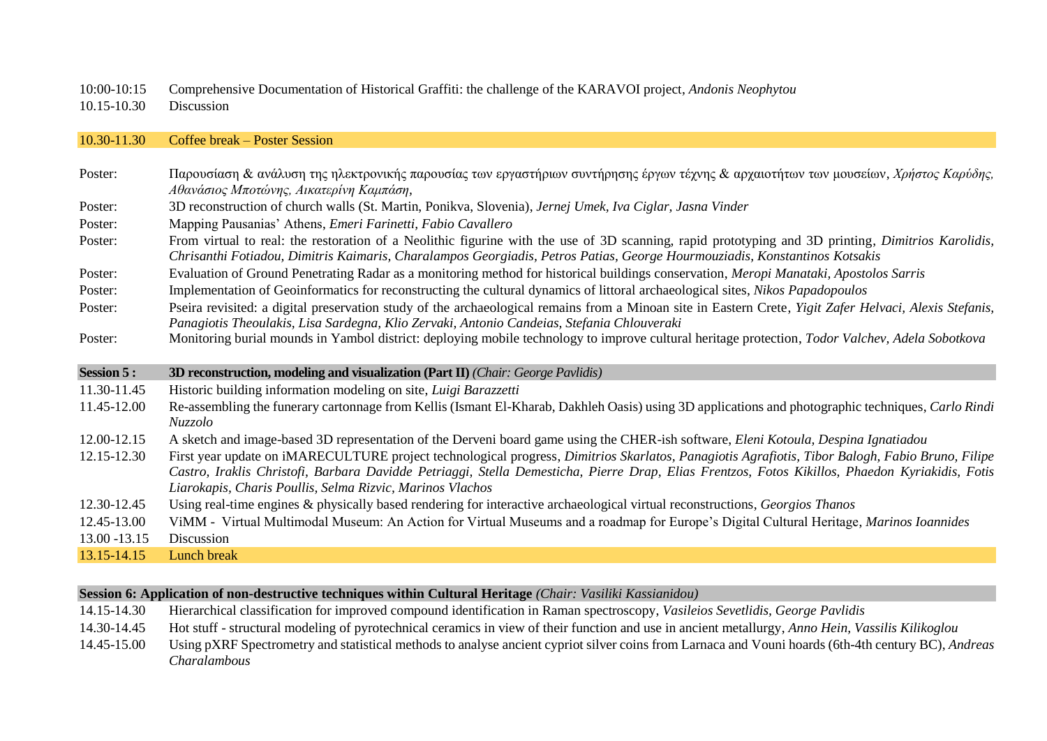| | |
|---|---|
| 10:00-10:15 | Comprehensive Documentation of Historical Graffiti: the challenge of the KARAVOI project, *Andonis Neophytou* |
| 10.15-10.30 | Discussion |
| 10.30-11.30 | Coffee break – Poster Session |
| Poster: | Παρουσίαση & ανάλυση της ηλεκτρονικής παρουσίας των εργαστήριων συντήρησης έργων τέχνης & αρχαιοτήτων των μουσείων, *Χρήστος Καρύδης, Αθανάσιος Μποτώνης, Αικατερίνη Καμπάση*, |
| Poster: | 3D reconstruction of church walls (St. Martin, Ponikva, Slovenia), *Jernej Umek, Iva Ciglar, Jasna Vinder* |
| Poster: | Mapping Pausanias' Athens, *Emeri Farinetti, Fabio Cavallero* |
| Poster: | From virtual to real: the restoration of a Neolithic figurine with the use of 3D scanning, rapid prototyping and 3D printing, *Dimitrios Karolidis, Chrisanthi Fotiadou, Dimitris Kaimaris, Charalampos Georgiadis, Petros Patias, George Hourmouziadis, Konstantinos Kotsakis* |
| Poster: | Evaluation of Ground Penetrating Radar as a monitoring method for historical buildings conservation, *Meropi Manataki, Apostolos Sarris* |
| Poster: | Implementation of Geoinformatics for reconstructing the cultural dynamics of littoral archaeological sites, *Nikos Papadopoulos* |
| Poster: | Pseira revisited: a digital preservation study of the archaeological remains from a Minoan site in Eastern Crete, *Yigit Zafer Helvaci, Alexis Stefanis, Panagiotis Theoulakis, Lisa Sardegna, Klio Zervaki, Antonio Candeias, Stefania Chlouveraki* |
| Poster: | Monitoring burial mounds in Yambol district: deploying mobile technology to improve cultural heritage protection, *Todor Valchev, Adela Sobotkova* |
| **Session 5 :** | **3D reconstruction, modeling and visualization (Part II)** *(Chair: George Pavlidis)* |
| 11.30-11.45 | Historic building information modeling on site, *Luigi Barazzetti* |
| 11.45-12.00 | Re-assembling the funerary cartonnage from Kellis (Ismant El-Kharab, Dakhleh Oasis) using 3D applications and photographic techniques, *Carlo Rindi Nuzzolo* |
| 12.00-12.15 | A sketch and image-based 3D representation of the Derveni board game using the CHER-ish software, *Eleni Kotoula, Despina Ignatiadou* |
| 12.15-12.30 | First year update on iMARECULTURE project technological progress, *Dimitrios Skarlatos, Panagiotis Agrafiotis, Tibor Balogh, Fabio Bruno, Filipe Castro, Iraklis Christofi, Barbara Davidde Petriaggi, Stella Demesticha, Pierre Drap, Elias Frentzos, Fotos Kikillos, Phaedon Kyriakidis, Fotis Liarokapis, Charis Poullis, Selma Rizvic, Marinos Vlachos* |
| 12.30-12.45 | Using real-time engines & physically based rendering for interactive archaeological virtual reconstructions, *Georgios Thanos* |
| 12.45-13.00 | ViMM - Virtual Multimodal Museum: An Action for Virtual Museums and a roadmap for Europe's Digital Cultural Heritage, *Marinos Ioannides* |
| 13.00 -13.15 | Discussion |
| 13.15-14.15 | Lunch break |
| **Session 6: Application of non-destructive techniques within Cultural Heritage** *(Chair: Vasiliki Kassianidou)* | |
| 14.15-14.30 | Hierarchical classification for improved compound identification in Raman spectroscopy, *Vasileios Sevetlidis, George Pavlidis* |
| 14.30-14.45 | Hot stuff - structural modeling of pyrotechnical ceramics in view of their function and use in ancient metallurgy, *Anno Hein, Vassilis Kilikoglou* |
| 14.45-15.00 | Using pXRF Spectrometry and statistical methods to analyse ancient cypriot silver coins from Larnaca and Vouni hoards (6th-4th century BC), *Andreas Charalambous* |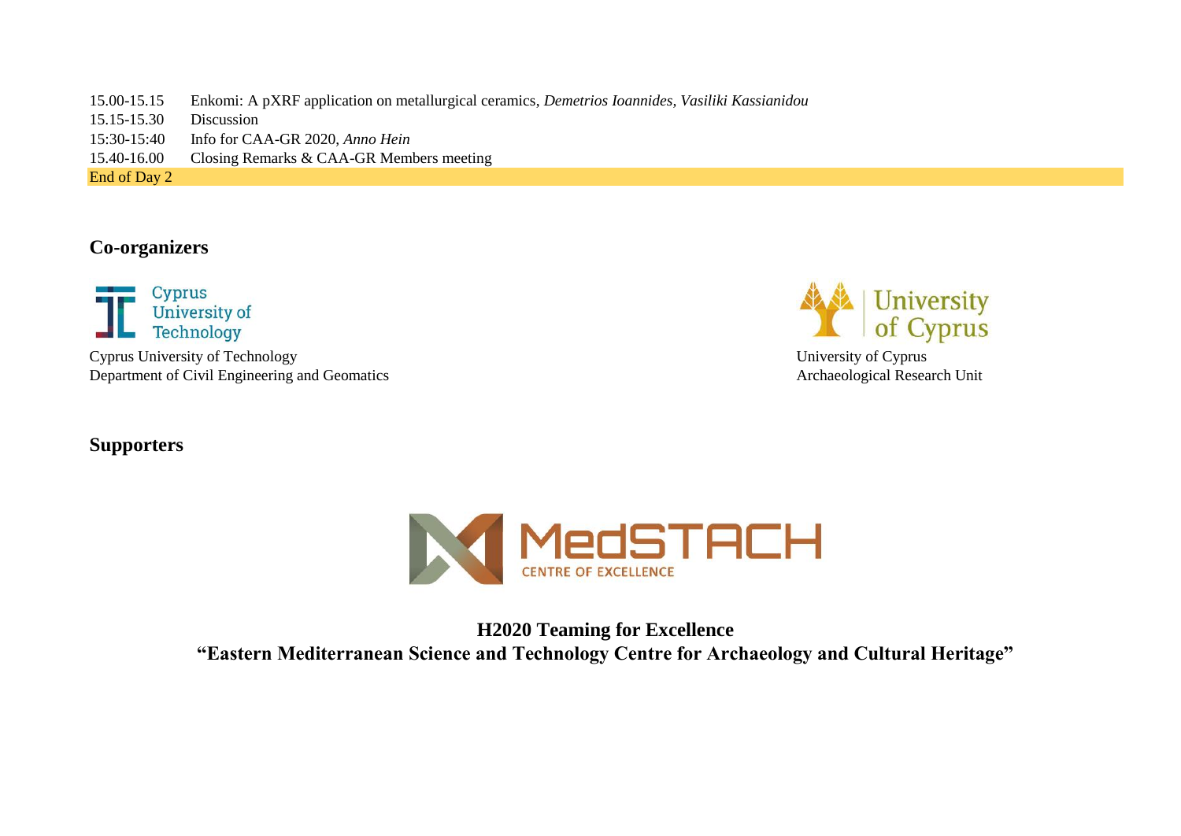| | |
|---|---|
| 15.00-15.15 | Enkomi: A pXRF application on metallurgical ceramics, *Demetrios Ioannides, Vasiliki Kassianidou* |
| 15.15-15.30 | Discussion |
| 15:30-15:40 | Info for CAA-GR 2020, *Anno Hein* |
| 15.40-16.00 | Closing Remarks & CAA-GR Members meeting |
| End of Day 2 | |

## Co-organizers

Cyprus University of Technology
Department of Civil Engineering and Geomatics

University of Cyprus
Archaeological Research Unit

## Supporters

MedSTACH
CENTRE OF EXCELLENCE

**H2020 Teaming for Excellence**
**"Eastern Mediterranean Science and Technology Centre for Archaeology and Cultural Heritage"**